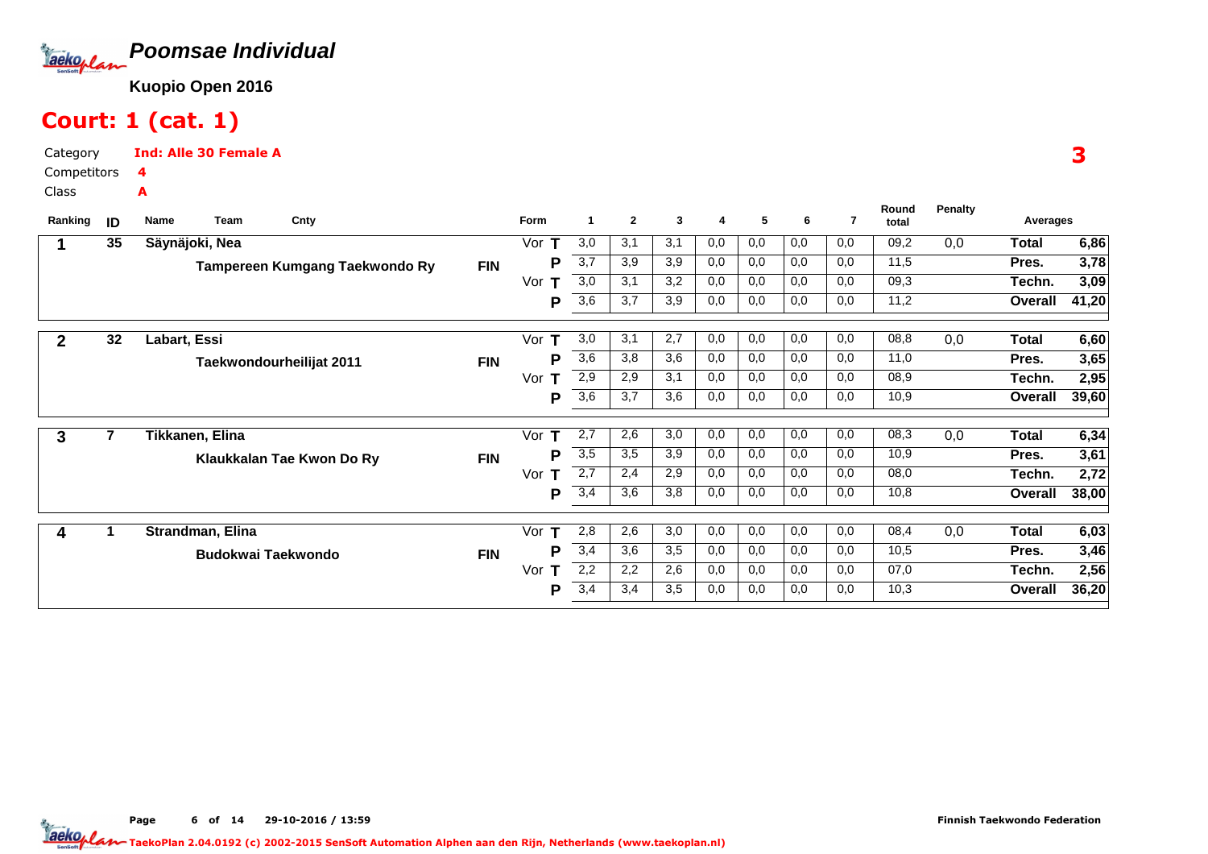# Poomsae Individual

**Kuopio Open 2016**

## Court: 1 (cat. 1)

Category: **Ind: Alle 30 Female A**
Competitors: **4**
Class: **A**

**3**

| Ranking | ID | Name / Team | Cnty | Form | | 1 | 2 | 3 | 4 | 5 | 6 | 7 | Round total | Penalty | Averages | |
|---|---|---|---|---|---|---|---|---|---|---|---|---|---|---|---|---|
| 1 | 35 | Säynäjoki, Nea | | Vor | T | 3,0 | 3,1 | 3,1 | 0,0 | 0,0 | 0,0 | 0,0 | 09,2 | 0,0 | Total | 6,86 |
| | | Tampereen Kumgang Taekwondo Ry | FIN | | P | 3,7 | 3,9 | 3,9 | 0,0 | 0,0 | 0,0 | 0,0 | 11,5 | | Pres. | 3,78 |
| | | | | Vor | T | 3,0 | 3,1 | 3,2 | 0,0 | 0,0 | 0,0 | 0,0 | 09,3 | | Techn. | 3,09 |
| | | | | | P | 3,6 | 3,7 | 3,9 | 0,0 | 0,0 | 0,0 | 0,0 | 11,2 | | Overall | 41,20 |
| 2 | 32 | Labart, Essi | | Vor | T | 3,0 | 3,1 | 2,7 | 0,0 | 0,0 | 0,0 | 0,0 | 08,8 | 0,0 | Total | 6,60 |
| | | Taekwondourheilijat 2011 | FIN | | P | 3,6 | 3,8 | 3,6 | 0,0 | 0,0 | 0,0 | 0,0 | 11,0 | | Pres. | 3,65 |
| | | | | Vor | T | 2,9 | 2,9 | 3,1 | 0,0 | 0,0 | 0,0 | 0,0 | 08,9 | | Techn. | 2,95 |
| | | | | | P | 3,6 | 3,7 | 3,6 | 0,0 | 0,0 | 0,0 | 0,0 | 10,9 | | Overall | 39,60 |
| 3 | 7 | Tikkanen, Elina | | Vor | T | 2,7 | 2,6 | 3,0 | 0,0 | 0,0 | 0,0 | 0,0 | 08,3 | 0,0 | Total | 6,34 |
| | | Klaukkalan Tae Kwon Do Ry | FIN | | P | 3,5 | 3,5 | 3,9 | 0,0 | 0,0 | 0,0 | 0,0 | 10,9 | | Pres. | 3,61 |
| | | | | Vor | T | 2,7 | 2,4 | 2,9 | 0,0 | 0,0 | 0,0 | 0,0 | 08,0 | | Techn. | 2,72 |
| | | | | | P | 3,4 | 3,6 | 3,8 | 0,0 | 0,0 | 0,0 | 0,0 | 10,8 | | Overall | 38,00 |
| 4 | 1 | Strandman, Elina | | Vor | T | 2,8 | 2,6 | 3,0 | 0,0 | 0,0 | 0,0 | 0,0 | 08,4 | 0,0 | Total | 6,03 |
| | | Budokwai Taekwondo | FIN | | P | 3,4 | 3,6 | 3,5 | 0,0 | 0,0 | 0,0 | 0,0 | 10,5 | | Pres. | 3,46 |
| | | | | Vor | T | 2,2 | 2,2 | 2,6 | 0,0 | 0,0 | 0,0 | 0,0 | 07,0 | | Techn. | 2,56 |
| | | | | | P | 3,4 | 3,4 | 3,5 | 0,0 | 0,0 | 0,0 | 0,0 | 10,3 | | Overall | 36,20 |

29-10-2016 / 13:59 — Finnish Taekwondo Federation

TaekoPlan 2.04.0192 (c) 2002-2015 SenSoft Automation Alphen aan den Rijn, Netherlands (www.taekoplan.nl)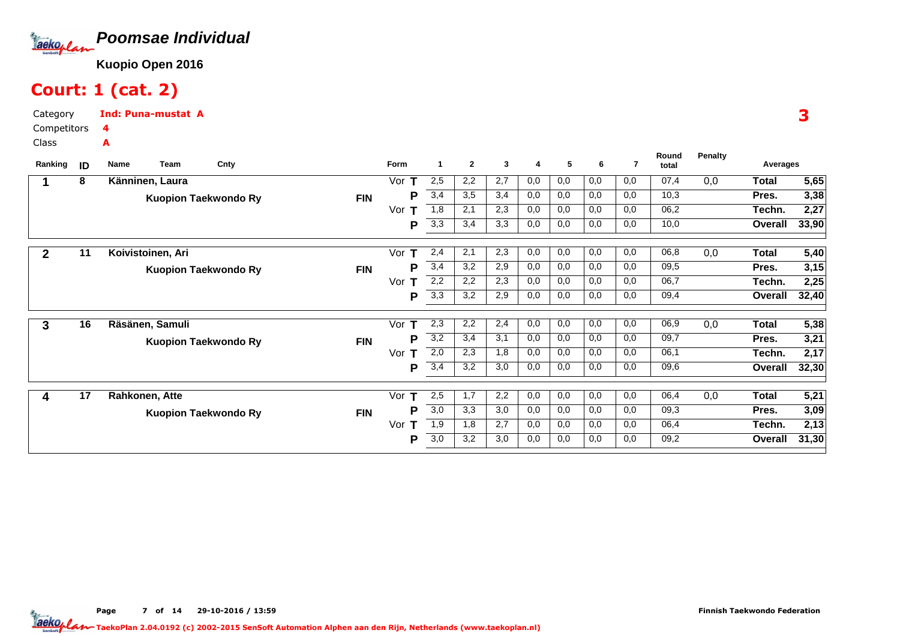# *Poomsae Individual*

**Kuopio Open 2016**

## Court: 1 (cat. 2)

Category **Ind: Puna-mustat A**

Competitors **4**

Class **A**

**3**

| Ranking | ID | Name | Team | Cnty | Form | | 1 | 2 | 3 | 4 | 5 | 6 | 7 | Round total | Penalty | Averages | |
|---|---|---|---|---|---|---|---|---|---|---|---|---|---|---|---|---|---|
| 1 | 8 | Känninen, Laura | | | Vor | T | 2,5 | 2,2 | 2,7 | 0,0 | 0,0 | 0,0 | 0,0 | 07,4 | 0,0 | Total | 5,65 |
| | | | Kuopion Taekwondo Ry | FIN | | P | 3,4 | 3,5 | 3,4 | 0,0 | 0,0 | 0,0 | 0,0 | 10,3 | | Pres. | 3,38 |
| | | | | | Vor | T | 1,8 | 2,1 | 2,3 | 0,0 | 0,0 | 0,0 | 0,0 | 06,2 | | Techn. | 2,27 |
| | | | | | | P | 3,3 | 3,4 | 3,3 | 0,0 | 0,0 | 0,0 | 0,0 | 10,0 | | Overall | 33,90 |
| 2 | 11 | Koivistoinen, Ari | | | Vor | T | 2,4 | 2,1 | 2,3 | 0,0 | 0,0 | 0,0 | 0,0 | 06,8 | 0,0 | Total | 5,40 |
| | | | Kuopion Taekwondo Ry | FIN | | P | 3,4 | 3,2 | 2,9 | 0,0 | 0,0 | 0,0 | 0,0 | 09,5 | | Pres. | 3,15 |
| | | | | | Vor | T | 2,2 | 2,2 | 2,3 | 0,0 | 0,0 | 0,0 | 0,0 | 06,7 | | Techn. | 2,25 |
| | | | | | | P | 3,3 | 3,2 | 2,9 | 0,0 | 0,0 | 0,0 | 0,0 | 09,4 | | Overall | 32,40 |
| 3 | 16 | Räsänen, Samuli | | | Vor | T | 2,3 | 2,2 | 2,4 | 0,0 | 0,0 | 0,0 | 0,0 | 06,9 | 0,0 | Total | 5,38 |
| | | | Kuopion Taekwondo Ry | FIN | | P | 3,2 | 3,4 | 3,1 | 0,0 | 0,0 | 0,0 | 0,0 | 09,7 | | Pres. | 3,21 |
| | | | | | Vor | T | 2,0 | 2,3 | 1,8 | 0,0 | 0,0 | 0,0 | 0,0 | 06,1 | | Techn. | 2,17 |
| | | | | | | P | 3,4 | 3,2 | 3,0 | 0,0 | 0,0 | 0,0 | 0,0 | 09,6 | | Overall | 32,30 |
| 4 | 17 | Rahkonen, Atte | | | Vor | T | 2,5 | 1,7 | 2,2 | 0,0 | 0,0 | 0,0 | 0,0 | 06,4 | 0,0 | Total | 5,21 |
| | | | Kuopion Taekwondo Ry | FIN | | P | 3,0 | 3,3 | 3,0 | 0,0 | 0,0 | 0,0 | 0,0 | 09,3 | | Pres. | 3,09 |
| | | | | | Vor | T | 1,9 | 1,8 | 2,7 | 0,0 | 0,0 | 0,0 | 0,0 | 06,4 | | Techn. | 2,13 |
| | | | | | | P | 3,0 | 3,2 | 3,0 | 0,0 | 0,0 | 0,0 | 0,0 | 09,2 | | Overall | 31,30 |

Page 7 of 14 29-10-2016 / 13:59 Finnish Taekwondo Federation

TaekoPlan 2.04.0192 (c) 2002-2015 SenSoft Automation Alphen aan den Rijn, Netherlands (www.taekoplan.nl)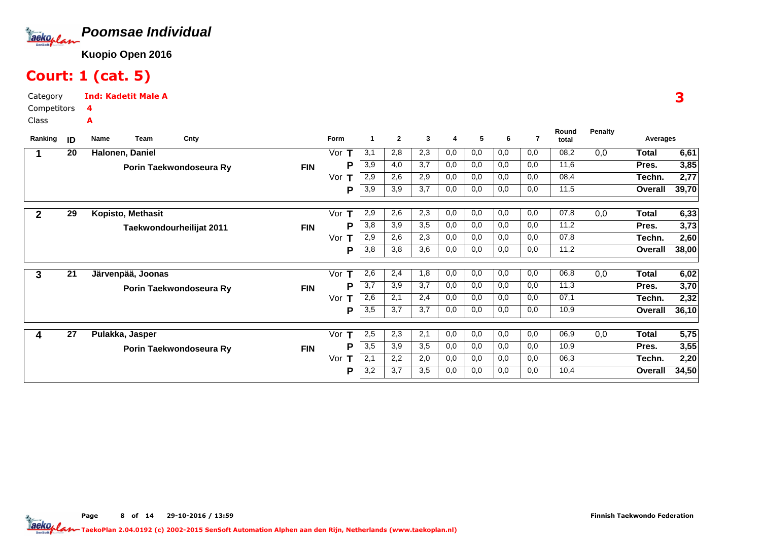# Poomsae Individual

**Kuopio Open 2016**

## Court: 1 (cat. 5)

Category **Ind: Kadetit Male A**

Competitors **4**

Class **A**

| Ranking | ID | Name / Team | Cnty | Form | | 1 | 2 | 3 | 4 | 5 | 6 | 7 | Round total | Penalty | Averages | |
|---|---|---|---|---|---|---|---|---|---|---|---|---|---|---|---|---|
| 1 | 20 | Halonen, Daniel | | Vor | T | 3,1 | 2,8 | 2,3 | 0,0 | 0,0 | 0,0 | 0,0 | 08,2 | 0,0 | Total | 6,61 |
| | | Porin Taekwondoseura Ry | FIN | | P | 3,9 | 4,0 | 3,7 | 0,0 | 0,0 | 0,0 | 0,0 | 11,6 | | Pres. | 3,85 |
| | | | | Vor | T | 2,9 | 2,6 | 2,9 | 0,0 | 0,0 | 0,0 | 0,0 | 08,4 | | Techn. | 2,77 |
| | | | | | P | 3,9 | 3,9 | 3,7 | 0,0 | 0,0 | 0,0 | 0,0 | 11,5 | | Overall | 39,70 |
| 2 | 29 | Kopisto, Methasit | | Vor | T | 2,9 | 2,6 | 2,3 | 0,0 | 0,0 | 0,0 | 0,0 | 07,8 | 0,0 | Total | 6,33 |
| | | Taekwondourheilijat 2011 | FIN | | P | 3,8 | 3,9 | 3,5 | 0,0 | 0,0 | 0,0 | 0,0 | 11,2 | | Pres. | 3,73 |
| | | | | Vor | T | 2,9 | 2,6 | 2,3 | 0,0 | 0,0 | 0,0 | 0,0 | 07,8 | | Techn. | 2,60 |
| | | | | | P | 3,8 | 3,8 | 3,6 | 0,0 | 0,0 | 0,0 | 0,0 | 11,2 | | Overall | 38,00 |
| 3 | 21 | Järvenpää, Joonas | | Vor | T | 2,6 | 2,4 | 1,8 | 0,0 | 0,0 | 0,0 | 0,0 | 06,8 | 0,0 | Total | 6,02 |
| | | Porin Taekwondoseura Ry | FIN | | P | 3,7 | 3,9 | 3,7 | 0,0 | 0,0 | 0,0 | 0,0 | 11,3 | | Pres. | 3,70 |
| | | | | Vor | T | 2,6 | 2,1 | 2,4 | 0,0 | 0,0 | 0,0 | 0,0 | 07,1 | | Techn. | 2,32 |
| | | | | | P | 3,5 | 3,7 | 3,7 | 0,0 | 0,0 | 0,0 | 0,0 | 10,9 | | Overall | 36,10 |
| 4 | 27 | Pulakka, Jasper | | Vor | T | 2,5 | 2,3 | 2,1 | 0,0 | 0,0 | 0,0 | 0,0 | 06,9 | 0,0 | Total | 5,75 |
| | | Porin Taekwondoseura Ry | FIN | | P | 3,5 | 3,9 | 3,5 | 0,0 | 0,0 | 0,0 | 0,0 | 10,9 | | Pres. | 3,55 |
| | | | | Vor | T | 2,1 | 2,2 | 2,0 | 0,0 | 0,0 | 0,0 | 0,0 | 06,3 | | Techn. | 2,20 |
| | | | | | P | 3,2 | 3,7 | 3,5 | 0,0 | 0,0 | 0,0 | 0,0 | 10,4 | | Overall | 34,50 |

29-10-2016 / 13:59

Finnish Taekwondo Federation

TaekoPlan 2.04.0192 (c) 2002-2015 SenSoft Automation Alphen aan den Rijn, Netherlands (www.taekoplan.nl)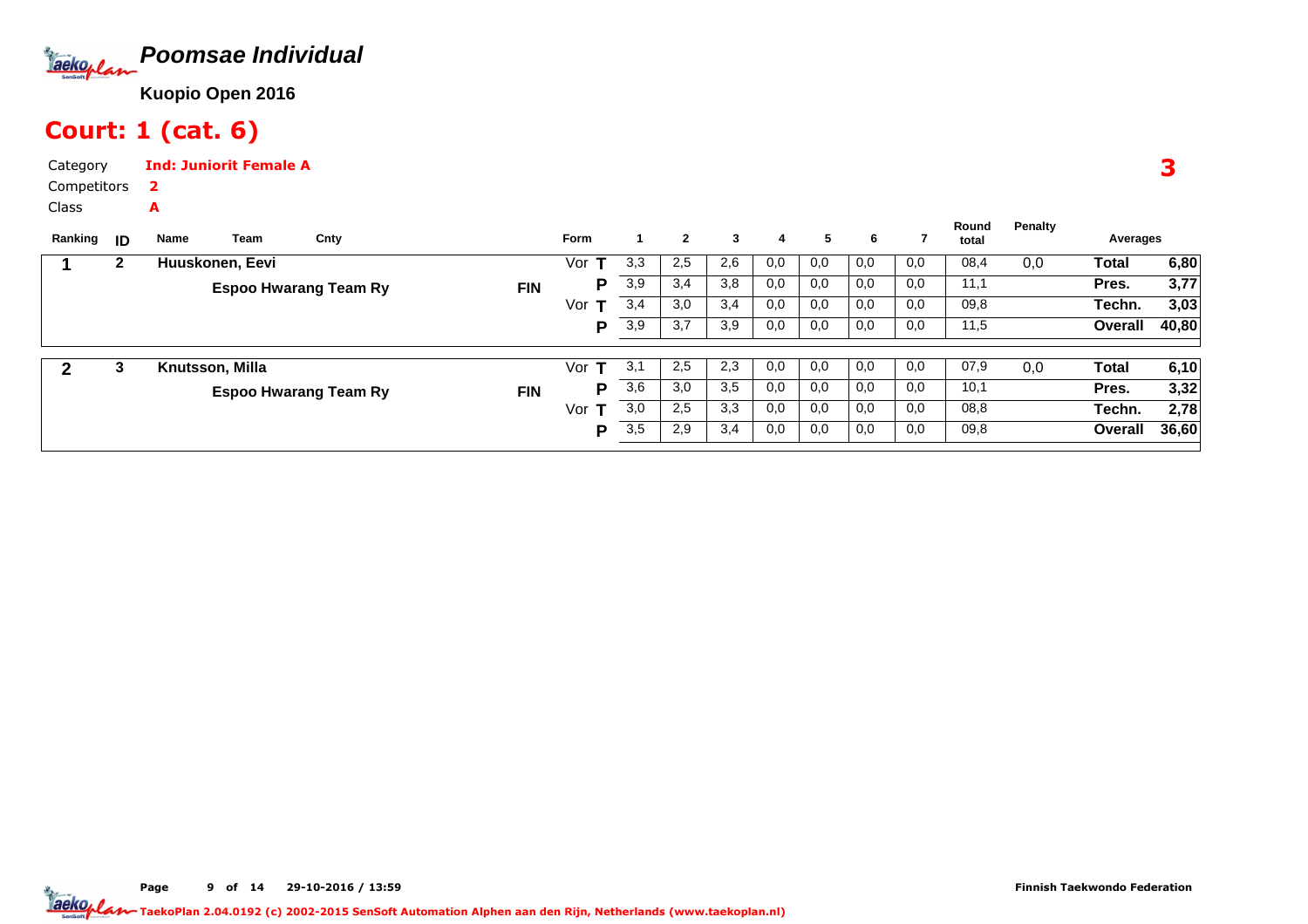# Poomsae Individual

**Kuopio Open 2016**

## Court: 1 (cat. 6)

Category **Ind: Juniorit Female A**
Competitors **2**
Class **A**

**3**

| Ranking | ID | Name | Team | Cnty | Form | | 1 | 2 | 3 | 4 | 5 | 6 | 7 | Round total | Penalty | Averages | |
|---|---|---|---|---|---|---|---|---|---|---|---|---|---|---|---|---|---|
| 1 | 2 | Huuskonen, Eevi | | | Vor | T | 3,3 | 2,5 | 2,6 | 0,0 | 0,0 | 0,0 | 0,0 | 08,4 | 0,0 | Total | 6,80 |
| | | | Espoo Hwarang Team Ry | FIN | | P | 3,9 | 3,4 | 3,8 | 0,0 | 0,0 | 0,0 | 0,0 | 11,1 | | Pres. | 3,77 |
| | | | | | Vor | T | 3,4 | 3,0 | 3,4 | 0,0 | 0,0 | 0,0 | 0,0 | 09,8 | | Techn. | 3,03 |
| | | | | | | P | 3,9 | 3,7 | 3,9 | 0,0 | 0,0 | 0,0 | 0,0 | 11,5 | | Overall | 40,80 |
| 2 | 3 | Knutsson, Milla | | | Vor | T | 3,1 | 2,5 | 2,3 | 0,0 | 0,0 | 0,0 | 0,0 | 07,9 | 0,0 | Total | 6,10 |
| | | | Espoo Hwarang Team Ry | FIN | | P | 3,6 | 3,0 | 3,5 | 0,0 | 0,0 | 0,0 | 0,0 | 10,1 | | Pres. | 3,32 |
| | | | | | Vor | T | 3,0 | 2,5 | 3,3 | 0,0 | 0,0 | 0,0 | 0,0 | 08,8 | | Techn. | 2,78 |
| | | | | | | P | 3,5 | 2,9 | 3,4 | 0,0 | 0,0 | 0,0 | 0,0 | 09,8 | | Overall | 36,60 |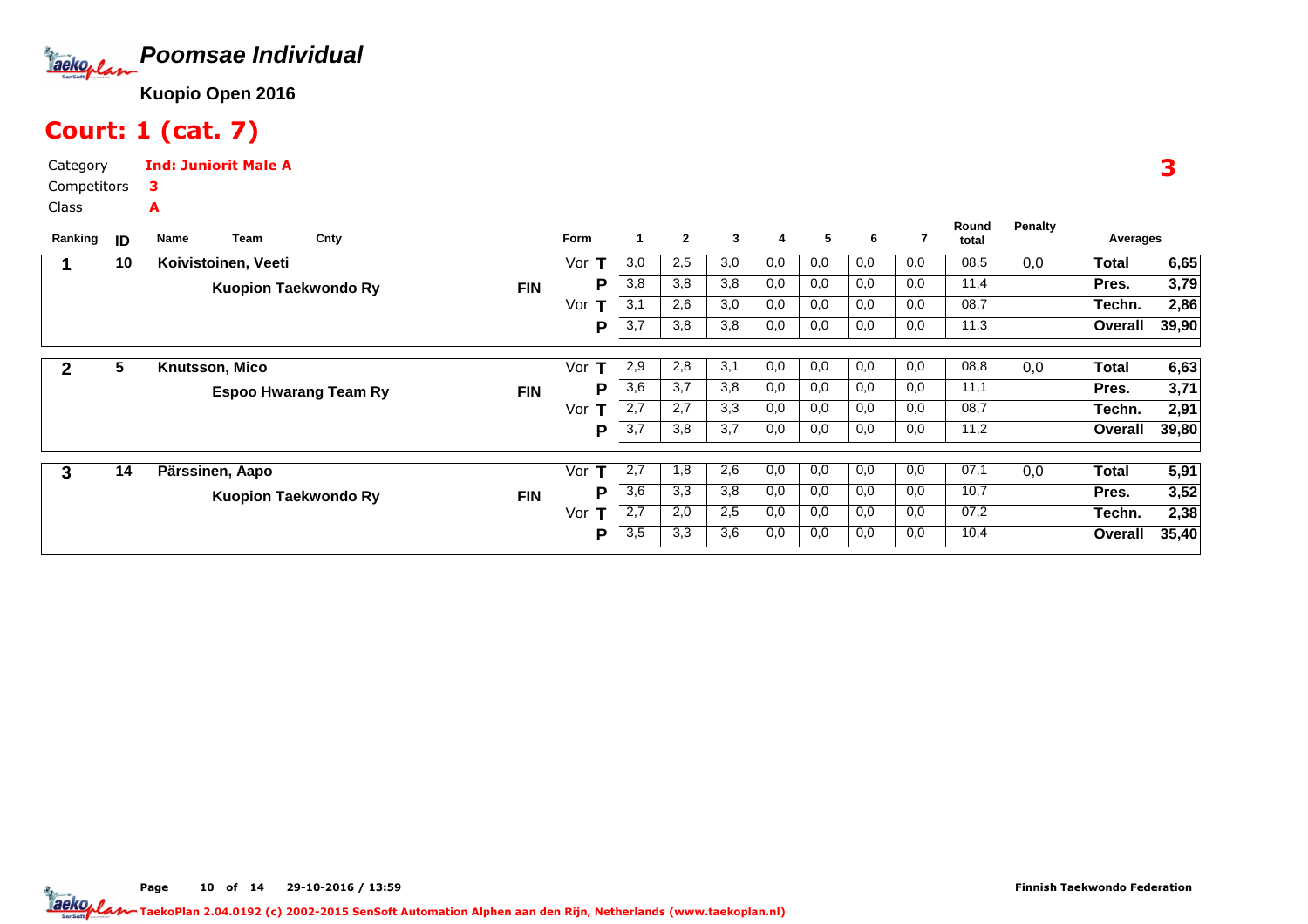# Poomsae Individual

**Kuopio Open 2016**

## Court: 1 (cat. 7)

Category **Ind: Juniorit Male A**
Competitors **3**
Class **A**

**3**

| Ranking | ID | Name | Team | Cnty | Form | | 1 | 2 | 3 | 4 | 5 | 6 | 7 | Round total | Penalty | Averages | |
|---|---|---|---|---|---|---|---|---|---|---|---|---|---|---|---|---|---|
| 1 | 10 | Koivistoinen, Veeti | | | Vor | T | 3,0 | 2,5 | 3,0 | 0,0 | 0,0 | 0,0 | 0,0 | 08,5 | 0,0 | Total | 6,65 |
| | | | Kuopion Taekwondo Ry | FIN | | P | 3,8 | 3,8 | 3,8 | 0,0 | 0,0 | 0,0 | 0,0 | 11,4 | | Pres. | 3,79 |
| | | | | | Vor | T | 3,1 | 2,6 | 3,0 | 0,0 | 0,0 | 0,0 | 0,0 | 08,7 | | Techn. | 2,86 |
| | | | | | | P | 3,7 | 3,8 | 3,8 | 0,0 | 0,0 | 0,0 | 0,0 | 11,3 | | Overall | 39,90 |
| 2 | 5 | Knutsson, Mico | | | Vor | T | 2,9 | 2,8 | 3,1 | 0,0 | 0,0 | 0,0 | 0,0 | 08,8 | 0,0 | Total | 6,63 |
| | | | Espoo Hwarang Team Ry | FIN | | P | 3,6 | 3,7 | 3,8 | 0,0 | 0,0 | 0,0 | 0,0 | 11,1 | | Pres. | 3,71 |
| | | | | | Vor | T | 2,7 | 2,7 | 3,3 | 0,0 | 0,0 | 0,0 | 0,0 | 08,7 | | Techn. | 2,91 |
| | | | | | | P | 3,7 | 3,8 | 3,7 | 0,0 | 0,0 | 0,0 | 0,0 | 11,2 | | Overall | 39,80 |
| 3 | 14 | Pärssinen, Aapo | | | Vor | T | 2,7 | 1,8 | 2,6 | 0,0 | 0,0 | 0,0 | 0,0 | 07,1 | 0,0 | Total | 5,91 |
| | | | Kuopion Taekwondo Ry | FIN | | P | 3,6 | 3,3 | 3,8 | 0,0 | 0,0 | 0,0 | 0,0 | 10,7 | | Pres. | 3,52 |
| | | | | | Vor | T | 2,7 | 2,0 | 2,5 | 0,0 | 0,0 | 0,0 | 0,0 | 07,2 | | Techn. | 2,38 |
| | | | | | | P | 3,5 | 3,3 | 3,6 | 0,0 | 0,0 | 0,0 | 0,0 | 10,4 | | Overall | 35,40 |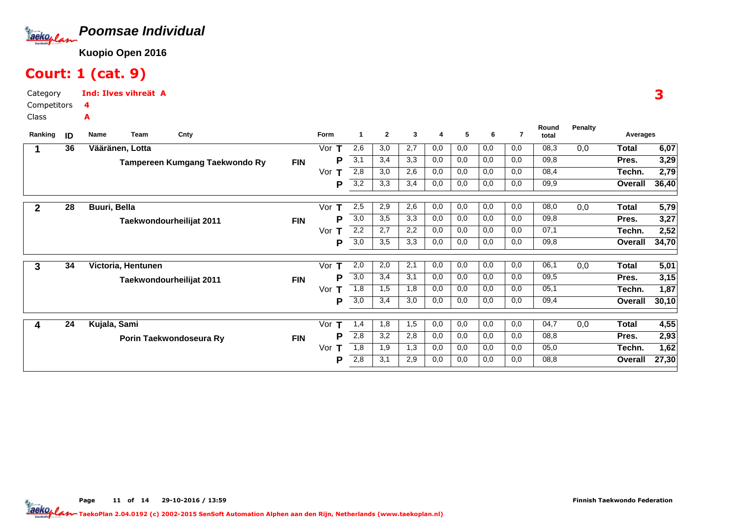# Poomsae Individual

**Kuopio Open 2016**

## Court: 1 (cat. 9)

Category: **Ind: Ilves vihreät A**
Competitors: **4**
Class: **A**

3

| Ranking | ID | Name / Team | Cnty | Form | | 1 | 2 | 3 | 4 | 5 | 6 | 7 | Round total | Penalty | Averages | |
|---|---|---|---|---|---|---|---|---|---|---|---|---|---|---|---|---|
| 1 | 36 | Vääränen, Lotta | | Vor | T | 2,6 | 3,0 | 2,7 | 0,0 | 0,0 | 0,0 | 0,0 | 08,3 | 0,0 | Total | 6,07 |
| | | Tampereen Kumgang Taekwondo Ry | FIN | | P | 3,1 | 3,4 | 3,3 | 0,0 | 0,0 | 0,0 | 0,0 | 09,8 | | Pres. | 3,29 |
| | | | | Vor | T | 2,8 | 3,0 | 2,6 | 0,0 | 0,0 | 0,0 | 0,0 | 08,4 | | Techn. | 2,79 |
| | | | | | P | 3,2 | 3,3 | 3,4 | 0,0 | 0,0 | 0,0 | 0,0 | 09,9 | | Overall | 36,40 |
| 2 | 28 | Buuri, Bella | | Vor | T | 2,5 | 2,9 | 2,6 | 0,0 | 0,0 | 0,0 | 0,0 | 08,0 | 0,0 | Total | 5,79 |
| | | Taekwondourheilijat 2011 | FIN | | P | 3,0 | 3,5 | 3,3 | 0,0 | 0,0 | 0,0 | 0,0 | 09,8 | | Pres. | 3,27 |
| | | | | Vor | T | 2,2 | 2,7 | 2,2 | 0,0 | 0,0 | 0,0 | 0,0 | 07,1 | | Techn. | 2,52 |
| | | | | | P | 3,0 | 3,5 | 3,3 | 0,0 | 0,0 | 0,0 | 0,0 | 09,8 | | Overall | 34,70 |
| 3 | 34 | Victoria, Hentunen | | Vor | T | 2,0 | 2,0 | 2,1 | 0,0 | 0,0 | 0,0 | 0,0 | 06,1 | 0,0 | Total | 5,01 |
| | | Taekwondourheilijat 2011 | FIN | | P | 3,0 | 3,4 | 3,1 | 0,0 | 0,0 | 0,0 | 0,0 | 09,5 | | Pres. | 3,15 |
| | | | | Vor | T | 1,8 | 1,5 | 1,8 | 0,0 | 0,0 | 0,0 | 0,0 | 05,1 | | Techn. | 1,87 |
| | | | | | P | 3,0 | 3,4 | 3,0 | 0,0 | 0,0 | 0,0 | 0,0 | 09,4 | | Overall | 30,10 |
| 4 | 24 | Kujala, Sami | | Vor | T | 1,4 | 1,8 | 1,5 | 0,0 | 0,0 | 0,0 | 0,0 | 04,7 | 0,0 | Total | 4,55 |
| | | Porin Taekwondoseura Ry | FIN | | P | 2,8 | 3,2 | 2,8 | 0,0 | 0,0 | 0,0 | 0,0 | 08,8 | | Pres. | 2,93 |
| | | | | Vor | T | 1,8 | 1,9 | 1,3 | 0,0 | 0,0 | 0,0 | 0,0 | 05,0 | | Techn. | 1,62 |
| | | | | | P | 2,8 | 3,1 | 2,9 | 0,0 | 0,0 | 0,0 | 0,0 | 08,8 | | Overall | 27,30 |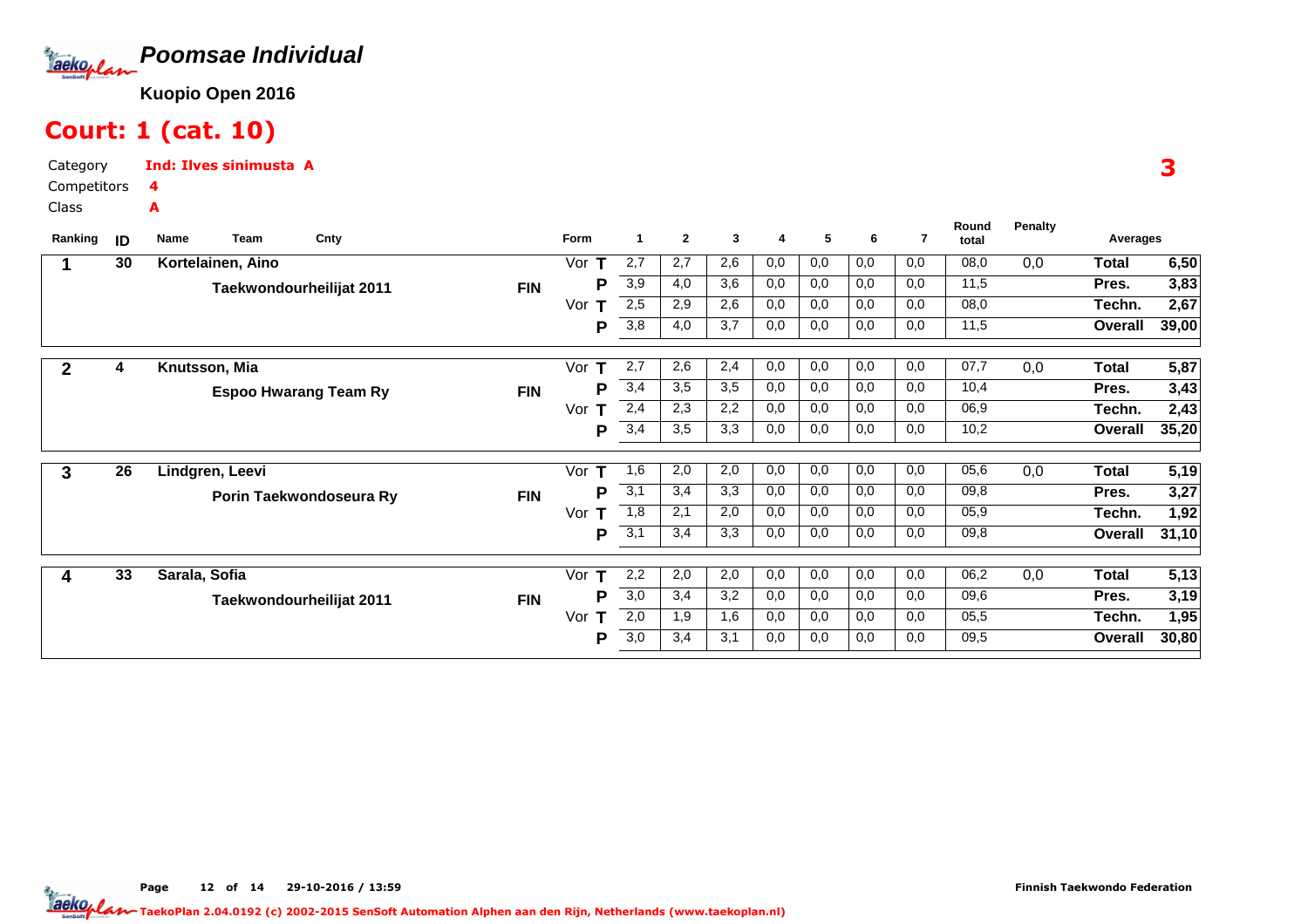# Poomsae Individual

**Kuopio Open 2016**

## Court: 1 (cat. 10)

Category **Ind: Ilves sinimusta A**
Competitors **4**
Class **A**

**3**

| Ranking | ID | Name / Team | Cnty | Form | | 1 | 2 | 3 | 4 | 5 | 6 | 7 | Round total | Penalty | Averages | |
|---|---|---|---|---|---|---|---|---|---|---|---|---|---|---|---|---|
| 1 | 30 | Kortelainen, Aino | | Vor | T | 2,7 | 2,7 | 2,6 | 0,0 | 0,0 | 0,0 | 0,0 | 08,0 | 0,0 | Total | 6,50 |
| | | Taekwondourheilijat 2011 | FIN | | P | 3,9 | 4,0 | 3,6 | 0,0 | 0,0 | 0,0 | 0,0 | 11,5 | | Pres. | 3,83 |
| | | | | Vor | T | 2,5 | 2,9 | 2,6 | 0,0 | 0,0 | 0,0 | 0,0 | 08,0 | | Techn. | 2,67 |
| | | | | | P | 3,8 | 4,0 | 3,7 | 0,0 | 0,0 | 0,0 | 0,0 | 11,5 | | Overall | 39,00 |
| 2 | 4 | Knutsson, Mia | | Vor | T | 2,7 | 2,6 | 2,4 | 0,0 | 0,0 | 0,0 | 0,0 | 07,7 | 0,0 | Total | 5,87 |
| | | Espoo Hwarang Team Ry | FIN | | P | 3,4 | 3,5 | 3,5 | 0,0 | 0,0 | 0,0 | 0,0 | 10,4 | | Pres. | 3,43 |
| | | | | Vor | T | 2,4 | 2,3 | 2,2 | 0,0 | 0,0 | 0,0 | 0,0 | 06,9 | | Techn. | 2,43 |
| | | | | | P | 3,4 | 3,5 | 3,3 | 0,0 | 0,0 | 0,0 | 0,0 | 10,2 | | Overall | 35,20 |
| 3 | 26 | Lindgren, Leevi | | Vor | T | 1,6 | 2,0 | 2,0 | 0,0 | 0,0 | 0,0 | 0,0 | 05,6 | 0,0 | Total | 5,19 |
| | | Porin Taekwondoseura Ry | FIN | | P | 3,1 | 3,4 | 3,3 | 0,0 | 0,0 | 0,0 | 0,0 | 09,8 | | Pres. | 3,27 |
| | | | | Vor | T | 1,8 | 2,1 | 2,0 | 0,0 | 0,0 | 0,0 | 0,0 | 05,9 | | Techn. | 1,92 |
| | | | | | P | 3,1 | 3,4 | 3,3 | 0,0 | 0,0 | 0,0 | 0,0 | 09,8 | | Overall | 31,10 |
| 4 | 33 | Sarala, Sofia | | Vor | T | 2,2 | 2,0 | 2,0 | 0,0 | 0,0 | 0,0 | 0,0 | 06,2 | 0,0 | Total | 5,13 |
| | | Taekwondourheilijat 2011 | FIN | | P | 3,0 | 3,4 | 3,2 | 0,0 | 0,0 | 0,0 | 0,0 | 09,6 | | Pres. | 3,19 |
| | | | | Vor | T | 2,0 | 1,9 | 1,6 | 0,0 | 0,0 | 0,0 | 0,0 | 05,5 | | Techn. | 1,95 |
| | | | | | P | 3,0 | 3,4 | 3,1 | 0,0 | 0,0 | 0,0 | 0,0 | 09,5 | | Overall | 30,80 |

29-10-2016 / 13:59

Finnish Taekwondo Federation

TaekoPlan 2.04.0192 (c) 2002-2015 SenSoft Automation Alphen aan den Rijn, Netherlands (www.taekoplan.nl)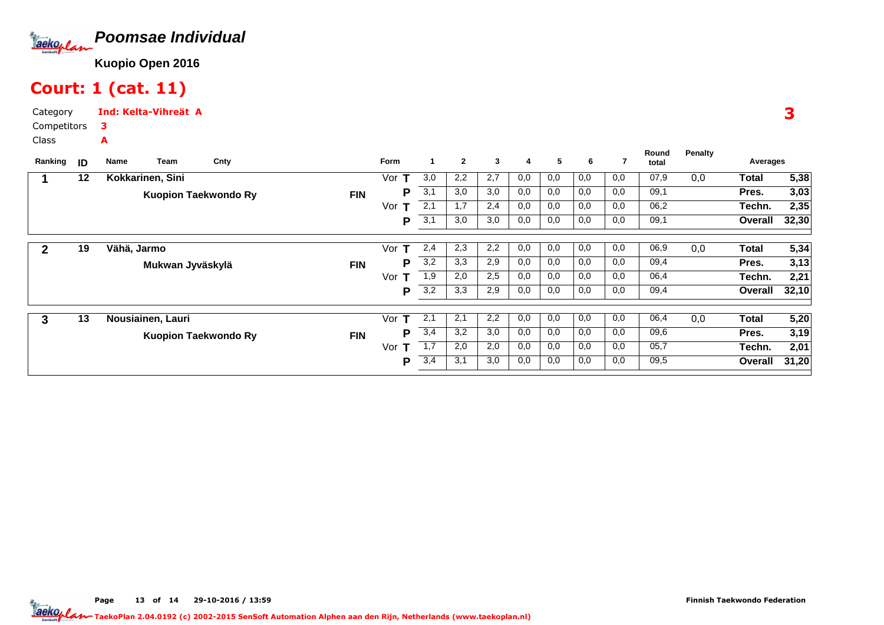# Poomsae Individual

**Kuopio Open 2016**

## Court: 1 (cat. 11)

Category **Ind: Kelta-Vihreät A**

Competitors **3**

Class **A**

**3**

| Ranking | ID | Name | Team | Cnty | Form | | 1 | 2 | 3 | 4 | 5 | 6 | 7 | Round total | Penalty | Averages | |
|---|---|---|---|---|---|---|---|---|---|---|---|---|---|---|---|---|---|
| 1 | 12 | Kokkarinen, Sini | | | Vor | T | 3,0 | 2,2 | 2,7 | 0,0 | 0,0 | 0,0 | 0,0 | 07,9 | 0,0 | Total | 5,38 |
| | | | Kuopion Taekwondo Ry | FIN | | P | 3,1 | 3,0 | 3,0 | 0,0 | 0,0 | 0,0 | 0,0 | 09,1 | | Pres. | 3,03 |
| | | | | | Vor | T | 2,1 | 1,7 | 2,4 | 0,0 | 0,0 | 0,0 | 0,0 | 06,2 | | Techn. | 2,35 |
| | | | | | | P | 3,1 | 3,0 | 3,0 | 0,0 | 0,0 | 0,0 | 0,0 | 09,1 | | Overall | 32,30 |
| 2 | 19 | Vähä, Jarmo | | | Vor | T | 2,4 | 2,3 | 2,2 | 0,0 | 0,0 | 0,0 | 0,0 | 06,9 | 0,0 | Total | 5,34 |
| | | | Mukwan Jyväskylä | FIN | | P | 3,2 | 3,3 | 2,9 | 0,0 | 0,0 | 0,0 | 0,0 | 09,4 | | Pres. | 3,13 |
| | | | | | Vor | T | 1,9 | 2,0 | 2,5 | 0,0 | 0,0 | 0,0 | 0,0 | 06,4 | | Techn. | 2,21 |
| | | | | | | P | 3,2 | 3,3 | 2,9 | 0,0 | 0,0 | 0,0 | 0,0 | 09,4 | | Overall | 32,10 |
| 3 | 13 | Nousiainen, Lauri | | | Vor | T | 2,1 | 2,1 | 2,2 | 0,0 | 0,0 | 0,0 | 0,0 | 06,4 | 0,0 | Total | 5,20 |
| | | | Kuopion Taekwondo Ry | FIN | | P | 3,4 | 3,2 | 3,0 | 0,0 | 0,0 | 0,0 | 0,0 | 09,6 | | Pres. | 3,19 |
| | | | | | Vor | T | 1,7 | 2,0 | 2,0 | 0,0 | 0,0 | 0,0 | 0,0 | 05,7 | | Techn. | 2,01 |
| | | | | | | P | 3,4 | 3,1 | 3,0 | 0,0 | 0,0 | 0,0 | 0,0 | 09,5 | | Overall | 31,20 |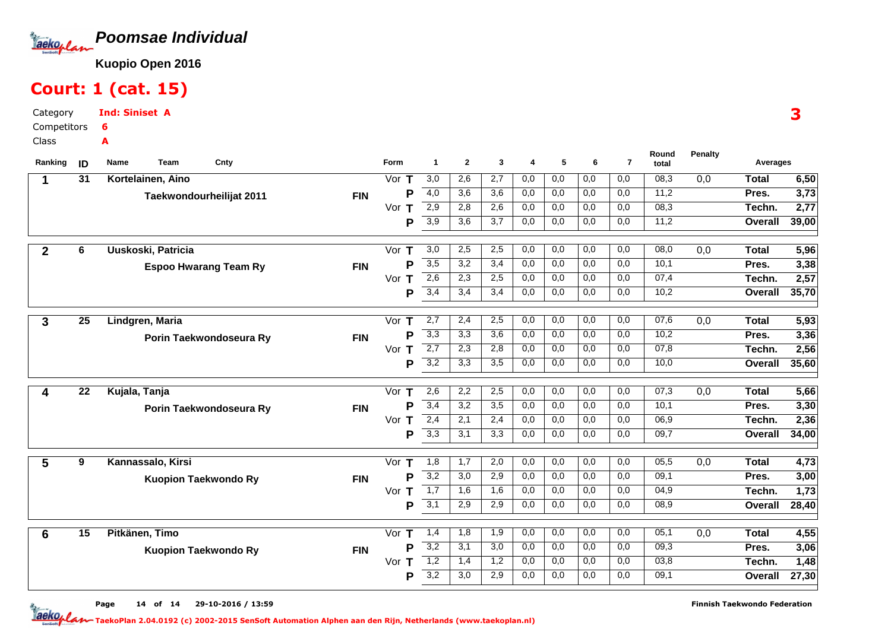# Poomsae Individual

**Kuopio Open 2016**

## Court: 1 (cat. 15)

Category **Ind: Siniset A**
Competitors **6**
Class **A**

**3**

| Ranking | ID | Name / Team | Cnty | Form | | 1 | 2 | 3 | 4 | 5 | 6 | 7 | Round total | Penalty | Averages | |
|---|---|---|---|---|---|---|---|---|---|---|---|---|---|---|---|---|
| 1 | 31 | Kortelainen, Aino | | Vor | T | 3,0 | 2,6 | 2,7 | 0,0 | 0,0 | 0,0 | 0,0 | 08,3 | 0,0 | Total | 6,50 |
| | | Taekwondourheilijat 2011 | FIN | | P | 4,0 | 3,6 | 3,6 | 0,0 | 0,0 | 0,0 | 0,0 | 11,2 | | Pres. | 3,73 |
| | | | | Vor | T | 2,9 | 2,8 | 2,6 | 0,0 | 0,0 | 0,0 | 0,0 | 08,3 | | Techn. | 2,77 |
| | | | | | P | 3,9 | 3,6 | 3,7 | 0,0 | 0,0 | 0,0 | 0,0 | 11,2 | | Overall | 39,00 |
| 2 | 6 | Uuskoski, Patricia | | Vor | T | 3,0 | 2,5 | 2,5 | 0,0 | 0,0 | 0,0 | 0,0 | 08,0 | 0,0 | Total | 5,96 |
| | | Espoo Hwarang Team Ry | FIN | | P | 3,5 | 3,2 | 3,4 | 0,0 | 0,0 | 0,0 | 0,0 | 10,1 | | Pres. | 3,38 |
| | | | | Vor | T | 2,6 | 2,3 | 2,5 | 0,0 | 0,0 | 0,0 | 0,0 | 07,4 | | Techn. | 2,57 |
| | | | | | P | 3,4 | 3,4 | 3,4 | 0,0 | 0,0 | 0,0 | 0,0 | 10,2 | | Overall | 35,70 |
| 3 | 25 | Lindgren, Maria | | Vor | T | 2,7 | 2,4 | 2,5 | 0,0 | 0,0 | 0,0 | 0,0 | 07,6 | 0,0 | Total | 5,93 |
| | | Porin Taekwondoseura Ry | FIN | | P | 3,3 | 3,3 | 3,6 | 0,0 | 0,0 | 0,0 | 0,0 | 10,2 | | Pres. | 3,36 |
| | | | | Vor | T | 2,7 | 2,3 | 2,8 | 0,0 | 0,0 | 0,0 | 0,0 | 07,8 | | Techn. | 2,56 |
| | | | | | P | 3,2 | 3,3 | 3,5 | 0,0 | 0,0 | 0,0 | 0,0 | 10,0 | | Overall | 35,60 |
| 4 | 22 | Kujala, Tanja | | Vor | T | 2,6 | 2,2 | 2,5 | 0,0 | 0,0 | 0,0 | 0,0 | 07,3 | 0,0 | Total | 5,66 |
| | | Porin Taekwondoseura Ry | FIN | | P | 3,4 | 3,2 | 3,5 | 0,0 | 0,0 | 0,0 | 0,0 | 10,1 | | Pres. | 3,30 |
| | | | | Vor | T | 2,4 | 2,1 | 2,4 | 0,0 | 0,0 | 0,0 | 0,0 | 06,9 | | Techn. | 2,36 |
| | | | | | P | 3,3 | 3,1 | 3,3 | 0,0 | 0,0 | 0,0 | 0,0 | 09,7 | | Overall | 34,00 |
| 5 | 9 | Kannassalo, Kirsi | | Vor | T | 1,8 | 1,7 | 2,0 | 0,0 | 0,0 | 0,0 | 0,0 | 05,5 | 0,0 | Total | 4,73 |
| | | Kuopion Taekwondo Ry | FIN | | P | 3,2 | 3,0 | 2,9 | 0,0 | 0,0 | 0,0 | 0,0 | 09,1 | | Pres. | 3,00 |
| | | | | Vor | T | 1,7 | 1,6 | 1,6 | 0,0 | 0,0 | 0,0 | 0,0 | 04,9 | | Techn. | 1,73 |
| | | | | | P | 3,1 | 2,9 | 2,9 | 0,0 | 0,0 | 0,0 | 0,0 | 08,9 | | Overall | 28,40 |
| 6 | 15 | Pitkänen, Timo | | Vor | T | 1,4 | 1,8 | 1,9 | 0,0 | 0,0 | 0,0 | 0,0 | 05,1 | 0,0 | Total | 4,55 |
| | | Kuopion Taekwondo Ry | FIN | | P | 3,2 | 3,1 | 3,0 | 0,0 | 0,0 | 0,0 | 0,0 | 09,3 | | Pres. | 3,06 |
| | | | | Vor | T | 1,2 | 1,4 | 1,2 | 0,0 | 0,0 | 0,0 | 0,0 | 03,8 | | Techn. | 1,48 |
| | | | | | P | 3,2 | 3,0 | 2,9 | 0,0 | 0,0 | 0,0 | 0,0 | 09,1 | | Overall | 27,30 |

29-10-2016 / 13:59 — Finnish Taekwondo Federation

TaekoPlan 2.04.0192 (c) 2002-2015 SenSoft Automation Alphen aan den Rijn, Netherlands (www.taekoplan.nl)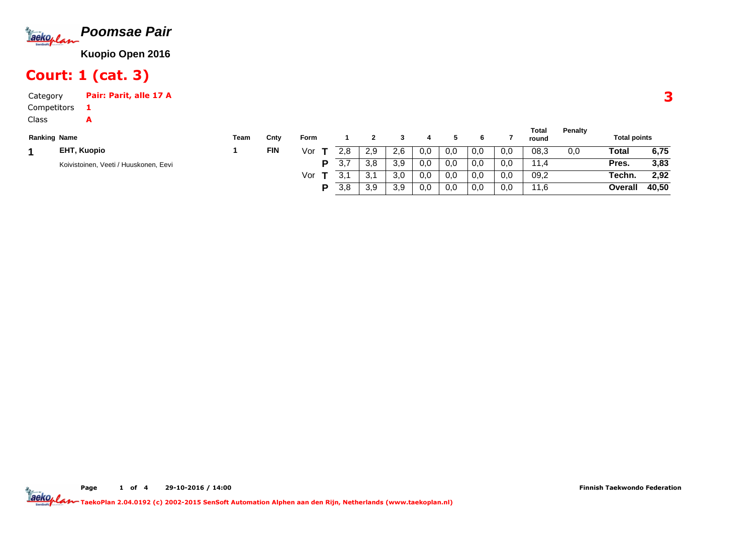# Poomsae Pair

**Kuopio Open 2016**

## Court: 1 (cat. 3)

**3**

Category **Pair: Parit, alle 17 A**
Competitors **1**
Class **A**

| Ranking | Name | Team | Cnty | Form | | 1 | 2 | 3 | 4 | 5 | 6 | 7 | Total round | Penalty | Total points | |
|---|---|---|---|---|---|---|---|---|---|---|---|---|---|---|---|---|
| **1** | **EHT, Kuopio** | 1 | **FIN** | Vor | **T** | 2,8 | 2,9 | 2,6 | 0,0 | 0,0 | 0,0 | 0,0 | 08,3 | 0,0 | **Total** | **6,75** |
| | Koivistoinen, Veeti / Huuskonen, Eevi | | | | **P** | 3,7 | 3,8 | 3,9 | 0,0 | 0,0 | 0,0 | 0,0 | 11,4 | | **Pres.** | **3,83** |
| | | | | Vor | **T** | 3,1 | 3,1 | 3,0 | 0,0 | 0,0 | 0,0 | 0,0 | 09,2 | | **Techn.** | **2,92** |
| | | | | | **P** | 3,8 | 3,9 | 3,9 | 0,0 | 0,0 | 0,0 | 0,0 | 11,6 | | **Overall** | **40,50** |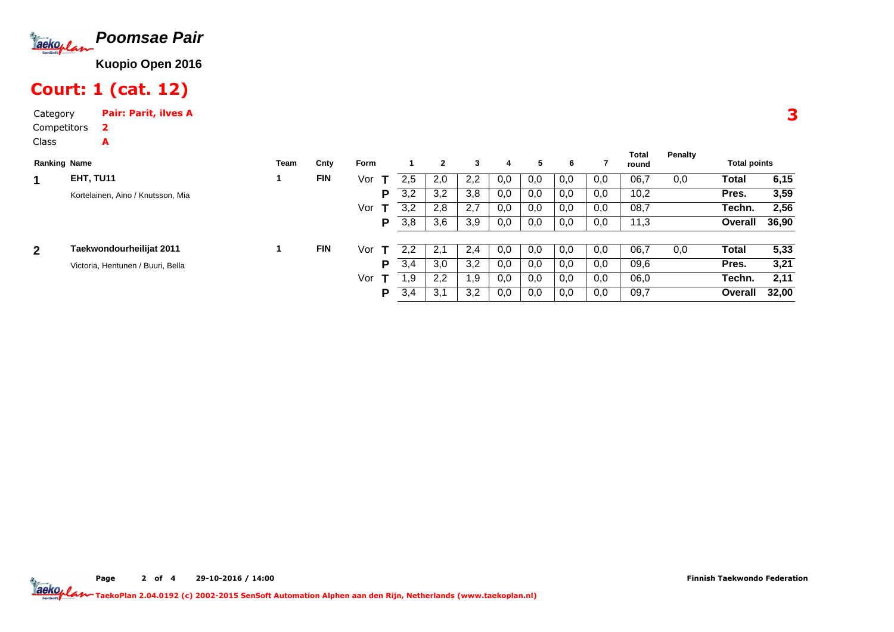# Poomsae Pair

**Kuopio Open 2016**

## Court: 1 (cat. 12)

**3**

Category **Pair: Parit, ilves A**
Competitors **2**
Class **A**

| Ranking | Name | Team | Cnty | Form | | 1 | 2 | 3 | 4 | 5 | 6 | 7 | Total round | Penalty | Total points | |
|---|---|---|---|---|---|---|---|---|---|---|---|---|---|---|---|---|
| 1 | EHT, TU11 | 1 | FIN | Vor | T | 2,5 | 2,0 | 2,2 | 0,0 | 0,0 | 0,0 | 0,0 | 06,7 | 0,0 | Total | 6,15 |
| | Kortelainen, Aino / Knutsson, Mia | | | | P | 3,2 | 3,2 | 3,8 | 0,0 | 0,0 | 0,0 | 0,0 | 10,2 | | Pres. | 3,59 |
| | | | | Vor | T | 3,2 | 2,8 | 2,7 | 0,0 | 0,0 | 0,0 | 0,0 | 08,7 | | Techn. | 2,56 |
| | | | | | P | 3,8 | 3,6 | 3,9 | 0,0 | 0,0 | 0,0 | 0,0 | 11,3 | | Overall | 36,90 |
| 2 | Taekwondourheilijat 2011 | 1 | FIN | Vor | T | 2,2 | 2,1 | 2,4 | 0,0 | 0,0 | 0,0 | 0,0 | 06,7 | 0,0 | Total | 5,33 |
| | Victoria, Hentunen / Buuri, Bella | | | | P | 3,4 | 3,0 | 3,2 | 0,0 | 0,0 | 0,0 | 0,0 | 09,6 | | Pres. | 3,21 |
| | | | | Vor | T | 1,9 | 2,2 | 1,9 | 0,0 | 0,0 | 0,0 | 0,0 | 06,0 | | Techn. | 2,11 |
| | | | | | P | 3,4 | 3,1 | 3,2 | 0,0 | 0,0 | 0,0 | 0,0 | 09,7 | | Overall | 32,00 |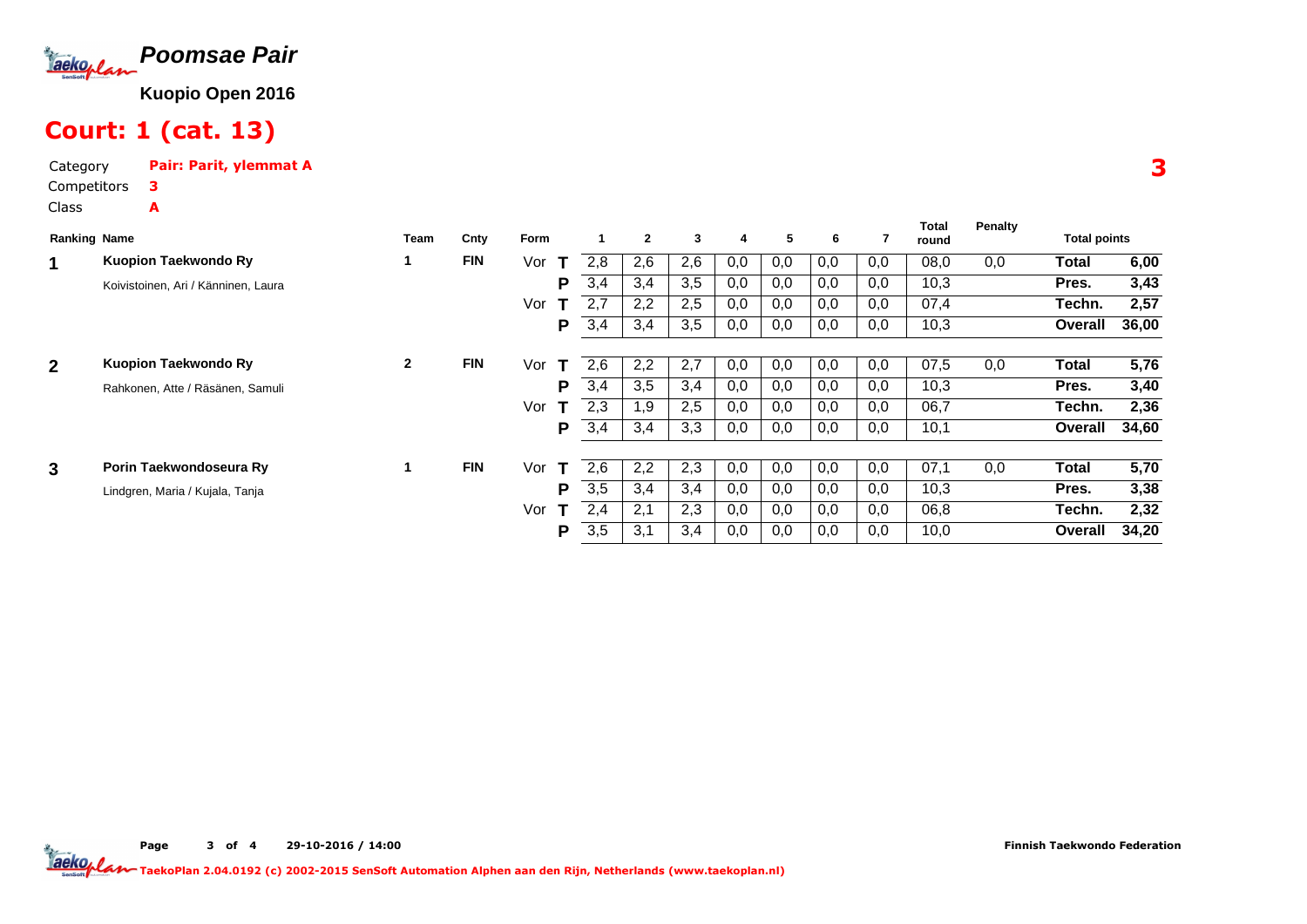# Poomsae Pair

**Kuopio Open 2016**

## Court: 1 (cat. 13)

Category **Pair: Parit, ylemmat A**

Competitors **3**

Class **A**

**3**

| Ranking | Name | Team | Cnty | Form | | 1 | 2 | 3 | 4 | 5 | 6 | 7 | Total round | Penalty | Total points | |
|---|---|---|---|---|---|---|---|---|---|---|---|---|---|---|---|---|
| **1** | **Kuopion Taekwondo Ry** | 1 | **FIN** | Vor | **T** | 2,8 | 2,6 | 2,6 | 0,0 | 0,0 | 0,0 | 0,0 | 08,0 | 0,0 | **Total** | **6,00** |
| | Koivistoinen, Ari / Känninen, Laura | | | | **P** | 3,4 | 3,4 | 3,5 | 0,0 | 0,0 | 0,0 | 0,0 | 10,3 | | **Pres.** | **3,43** |
| | | | | Vor | **T** | 2,7 | 2,2 | 2,5 | 0,0 | 0,0 | 0,0 | 0,0 | 07,4 | | **Techn.** | **2,57** |
| | | | | | **P** | 3,4 | 3,4 | 3,5 | 0,0 | 0,0 | 0,0 | 0,0 | 10,3 | | **Overall** | **36,00** |
| **2** | **Kuopion Taekwondo Ry** | 2 | **FIN** | Vor | **T** | 2,6 | 2,2 | 2,7 | 0,0 | 0,0 | 0,0 | 0,0 | 07,5 | 0,0 | **Total** | **5,76** |
| | Rahkonen, Atte / Räsänen, Samuli | | | | **P** | 3,4 | 3,5 | 3,4 | 0,0 | 0,0 | 0,0 | 0,0 | 10,3 | | **Pres.** | **3,40** |
| | | | | Vor | **T** | 2,3 | 1,9 | 2,5 | 0,0 | 0,0 | 0,0 | 0,0 | 06,7 | | **Techn.** | **2,36** |
| | | | | | **P** | 3,4 | 3,4 | 3,3 | 0,0 | 0,0 | 0,0 | 0,0 | 10,1 | | **Overall** | **34,60** |
| **3** | **Porin Taekwondoseura Ry** | 1 | **FIN** | Vor | **T** | 2,6 | 2,2 | 2,3 | 0,0 | 0,0 | 0,0 | 0,0 | 07,1 | 0,0 | **Total** | **5,70** |
| | Lindgren, Maria / Kujala, Tanja | | | | **P** | 3,5 | 3,4 | 3,4 | 0,0 | 0,0 | 0,0 | 0,0 | 10,3 | | **Pres.** | **3,38** |
| | | | | Vor | **T** | 2,4 | 2,1 | 2,3 | 0,0 | 0,0 | 0,0 | 0,0 | 06,8 | | **Techn.** | **2,32** |
| | | | | | **P** | 3,5 | 3,1 | 3,4 | 0,0 | 0,0 | 0,0 | 0,0 | 10,0 | | **Overall** | **34,20** |

29-10-2016 / 14:00

Finnish Taekwondo Federation

TaekoPlan 2.04.0192 (c) 2002-2015 SenSoft Automation Alphen aan den Rijn, Netherlands (www.taekoplan.nl)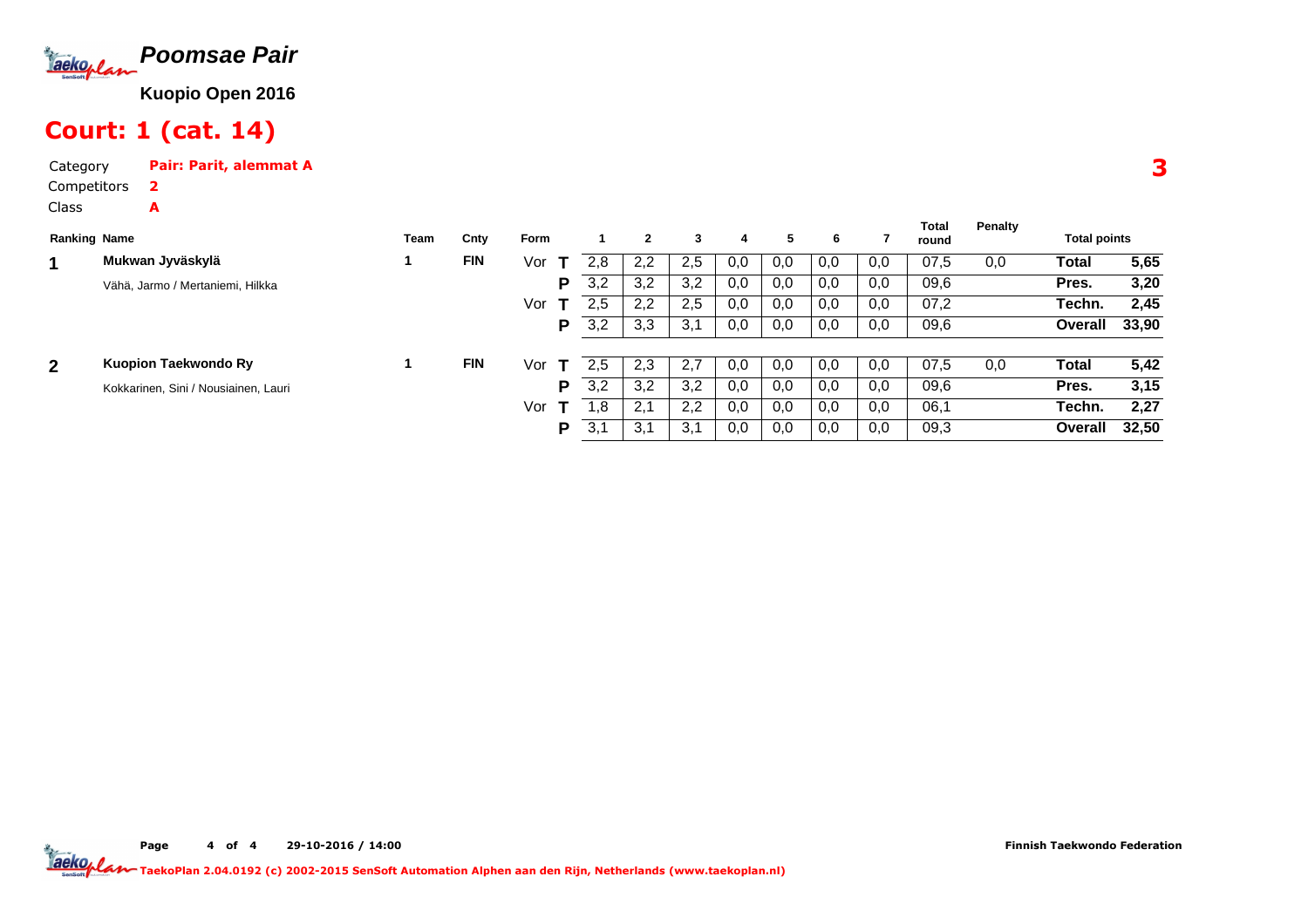# Poomsae Pair

**Kuopio Open 2016**

## Court: 1 (cat. 14)

Category **Pair: Parit, alemmat A**

Competitors **2**

Class **A**

**3**

| Ranking | Name | Team | Cnty | Form | | 1 | 2 | 3 | 4 | 5 | 6 | 7 | Total round | Penalty | Total points | |
|---|---|---|---|---|---|---|---|---|---|---|---|---|---|---|---|---|
| **1** | **Mukwan Jyväskylä** | 1 | **FIN** | Vor | **T** | 2,8 | 2,2 | 2,5 | 0,0 | 0,0 | 0,0 | 0,0 | 07,5 | 0,0 | **Total** | **5,65** |
| | Vähä, Jarmo / Mertaniemi, Hilkka | | | | **P** | 3,2 | 3,2 | 3,2 | 0,0 | 0,0 | 0,0 | 0,0 | 09,6 | | **Pres.** | **3,20** |
| | | | | Vor | **T** | 2,5 | 2,2 | 2,5 | 0,0 | 0,0 | 0,0 | 0,0 | 07,2 | | **Techn.** | **2,45** |
| | | | | | **P** | 3,2 | 3,3 | 3,1 | 0,0 | 0,0 | 0,0 | 0,0 | 09,6 | | **Overall** | **33,90** |
| **2** | **Kuopion Taekwondo Ry** | 1 | **FIN** | Vor | **T** | 2,5 | 2,3 | 2,7 | 0,0 | 0,0 | 0,0 | 0,0 | 07,5 | 0,0 | **Total** | **5,42** |
| | Kokkarinen, Sini / Nousiainen, Lauri | | | | **P** | 3,2 | 3,2 | 3,2 | 0,0 | 0,0 | 0,0 | 0,0 | 09,6 | | **Pres.** | **3,15** |
| | | | | Vor | **T** | 1,8 | 2,1 | 2,2 | 0,0 | 0,0 | 0,0 | 0,0 | 06,1 | | **Techn.** | **2,27** |
| | | | | | **P** | 3,1 | 3,1 | 3,1 | 0,0 | 0,0 | 0,0 | 0,0 | 09,3 | | **Overall** | **32,50** |

29-10-2016 / 14:00

**Finnish Taekwondo Federation**

TaekoPlan 2.04.0192 (c) 2002-2015 SenSoft Automation Alphen aan den Rijn, Netherlands (www.taekoplan.nl)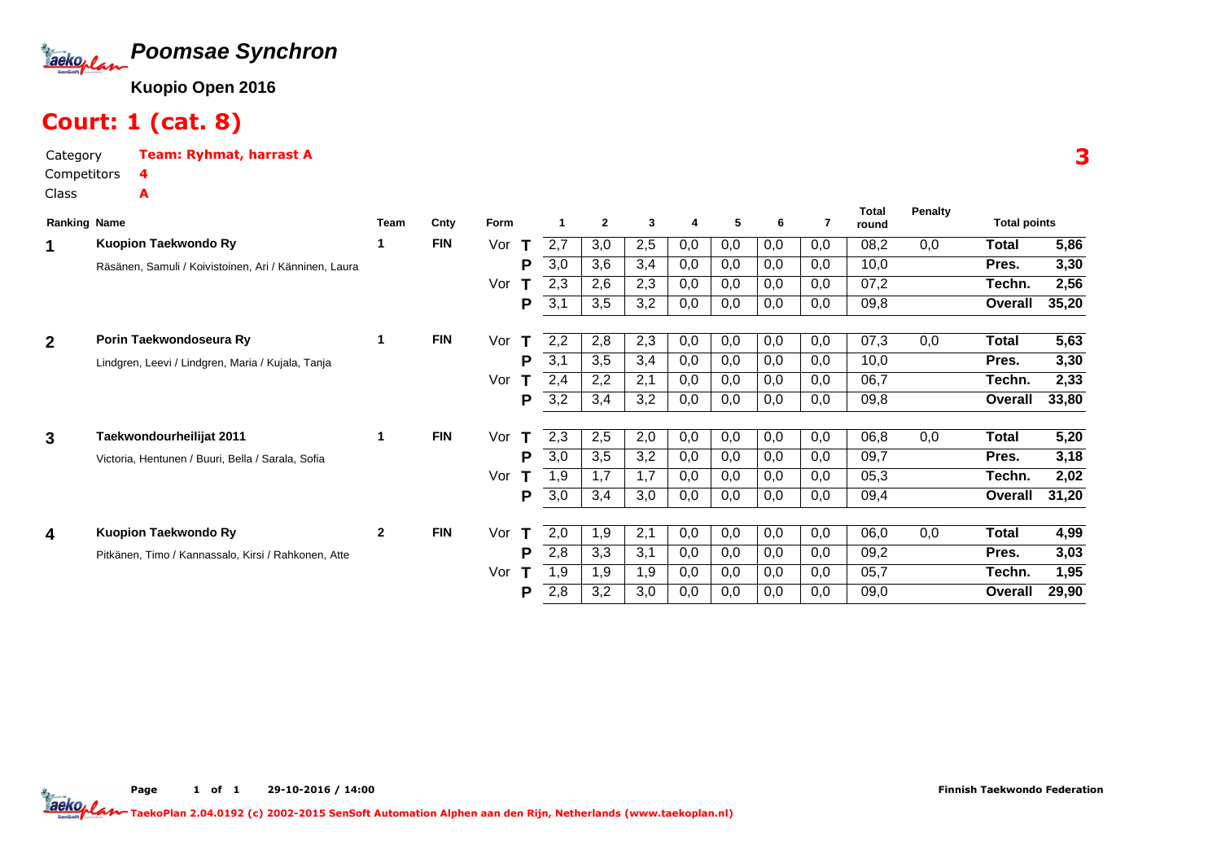# Poomsae Synchron

**Kuopio Open 2016**

## Court: 1 (cat. 8)

Category **Team: Ryhmat, harrast A**

Competitors **4**

Class **A**

**3**

| Ranking | Name | Team | Cnty | Form | | 1 | 2 | 3 | 4 | 5 | 6 | 7 | Total round | Penalty | Total points | |
|---|---|---|---|---|---|---|---|---|---|---|---|---|---|---|---|---|
| 1 | **Kuopion Taekwondo Ry** | 1 | FIN | Vor | T | 2,7 | 3,0 | 2,5 | 0,0 | 0,0 | 0,0 | 0,0 | 08,2 | 0,0 | **Total** | **5,86** |
| | Räsänen, Samuli / Koivistoinen, Ari / Känninen, Laura | | | | P | 3,0 | 3,6 | 3,4 | 0,0 | 0,0 | 0,0 | 0,0 | 10,0 | | **Pres.** | **3,30** |
| | | | | Vor | T | 2,3 | 2,6 | 2,3 | 0,0 | 0,0 | 0,0 | 0,0 | 07,2 | | **Techn.** | **2,56** |
| | | | | | P | 3,1 | 3,5 | 3,2 | 0,0 | 0,0 | 0,0 | 0,0 | 09,8 | | **Overall** | **35,20** |
| 2 | **Porin Taekwondoseura Ry** | 1 | FIN | Vor | T | 2,2 | 2,8 | 2,3 | 0,0 | 0,0 | 0,0 | 0,0 | 07,3 | 0,0 | **Total** | **5,63** |
| | Lindgren, Leevi / Lindgren, Maria / Kujala, Tanja | | | | P | 3,1 | 3,5 | 3,4 | 0,0 | 0,0 | 0,0 | 0,0 | 10,0 | | **Pres.** | **3,30** |
| | | | | Vor | T | 2,4 | 2,2 | 2,1 | 0,0 | 0,0 | 0,0 | 0,0 | 06,7 | | **Techn.** | **2,33** |
| | | | | | P | 3,2 | 3,4 | 3,2 | 0,0 | 0,0 | 0,0 | 0,0 | 09,8 | | **Overall** | **33,80** |
| 3 | **Taekwondourheilijat 2011** | 1 | FIN | Vor | T | 2,3 | 2,5 | 2,0 | 0,0 | 0,0 | 0,0 | 0,0 | 06,8 | 0,0 | **Total** | **5,20** |
| | Victoria, Hentunen / Buuri, Bella / Sarala, Sofia | | | | P | 3,0 | 3,5 | 3,2 | 0,0 | 0,0 | 0,0 | 0,0 | 09,7 | | **Pres.** | **3,18** |
| | | | | Vor | T | 1,9 | 1,7 | 1,7 | 0,0 | 0,0 | 0,0 | 0,0 | 05,3 | | **Techn.** | **2,02** |
| | | | | | P | 3,0 | 3,4 | 3,0 | 0,0 | 0,0 | 0,0 | 0,0 | 09,4 | | **Overall** | **31,20** |
| 4 | **Kuopion Taekwondo Ry** | 2 | FIN | Vor | T | 2,0 | 1,9 | 2,1 | 0,0 | 0,0 | 0,0 | 0,0 | 06,0 | 0,0 | **Total** | **4,99** |
| | Pitkänen, Timo / Kannassalo, Kirsi / Rahkonen, Atte | | | | P | 2,8 | 3,3 | 3,1 | 0,0 | 0,0 | 0,0 | 0,0 | 09,2 | | **Pres.** | **3,03** |
| | | | | Vor | T | 1,9 | 1,9 | 1,9 | 0,0 | 0,0 | 0,0 | 0,0 | 05,7 | | **Techn.** | **1,95** |
| | | | | | P | 2,8 | 3,2 | 3,0 | 0,0 | 0,0 | 0,0 | 0,0 | 09,0 | | **Overall** | **29,90** |